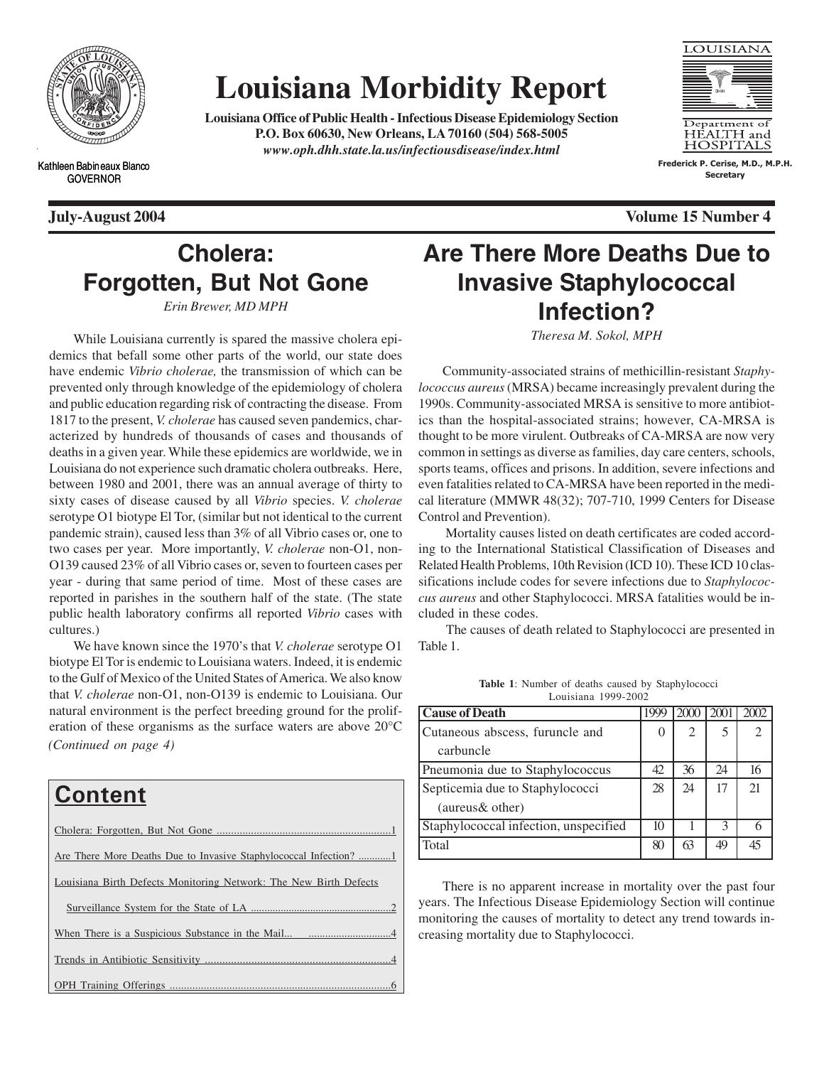# Louisiana Morbidity Report

**Louisiana Office of Public Health - Infectious Disease Epidemiology Section**
**P.O. Box 60630, New Orleans, LA 70160 (504) 568-5005**
***www.oph.dhh.state.la.us/infectiousdisease/index.html***

Kathleen Babineaux Blanco
GOVERNOR

Louisiana Department of HEALTH and HOSPITALS

**Frederick P. Cerise, M.D., M.P.H.**
**Secretary**

**July-August 2004** **Volume 15 Number 4**

## Cholera: Forgotten, But Not Gone

*Erin Brewer, MD MPH*

While Louisiana currently is spared the massive cholera epidemics that befall some other parts of the world, our state does have endemic *Vibrio cholerae,* the transmission of which can be prevented only through knowledge of the epidemiology of cholera and public education regarding risk of contracting the disease. From 1817 to the present, *V. cholerae* has caused seven pandemics, characterized by hundreds of thousands of cases and thousands of deaths in a given year. While these epidemics are worldwide, we in Louisiana do not experience such dramatic cholera outbreaks. Here, between 1980 and 2001, there was an annual average of thirty to sixty cases of disease caused by all *Vibrio* species. *V. cholerae* serotype O1 biotype El Tor, (similar but not identical to the current pandemic strain), caused less than 3% of all Vibrio cases or, one to two cases per year. More importantly, *V. cholerae* non-O1, non-O139 caused 23% of all Vibrio cases or, seven to fourteen cases per year - during that same period of time. Most of these cases are reported in parishes in the southern half of the state. (The state public health laboratory confirms all reported *Vibrio* cases with cultures.)

We have known since the 1970's that *V. cholerae* serotype O1 biotype El Tor is endemic to Louisiana waters. Indeed, it is endemic to the Gulf of Mexico of the United States of America. We also know that *V. cholerae* non-O1, non-O139 is endemic to Louisiana. Our natural environment is the perfect breeding ground for the proliferation of these organisms as the surface waters are above 20°C *(Continued on page 4)*

## Content

- Cholera: Forgotten, But Not Gone ....................1
- Are There More Deaths Due to Invasive Staphylococcal Infection? ....................1
- Louisiana Birth Defects Monitoring Network: The New Birth Defects Surveillance System for the State of LA ....................2
- When There is a Suspicious Substance in the Mail... ....................4
- Trends in Antibiotic Sensitivity ....................4
- OPH Training Offerings ....................6

## Are There More Deaths Due to Invasive Staphylococcal Infection?

*Theresa M. Sokol, MPH*

Community-associated strains of methicillin-resistant *Staphylococcus aureus* (MRSA) became increasingly prevalent during the 1990s. Community-associated MRSA is sensitive to more antibiotics than the hospital-associated strains; however, CA-MRSA is thought to be more virulent. Outbreaks of CA-MRSA are now very common in settings as diverse as families, day care centers, schools, sports teams, offices and prisons. In addition, severe infections and even fatalities related to CA-MRSA have been reported in the medical literature (MMWR 48(32); 707-710, 1999 Centers for Disease Control and Prevention).

Mortality causes listed on death certificates are coded according to the International Statistical Classification of Diseases and Related Health Problems, 10th Revision (ICD 10). These ICD 10 classifications include codes for severe infections due to *Staphylococcus aureus* and other Staphylococci. MRSA fatalities would be included in these codes.

The causes of death related to Staphylococci are presented in Table 1.

**Table 1**: Number of deaths caused by Staphylococci Louisiana 1999-2002

| Cause of Death | 1999 | 2000 | 2001 | 2002 |
|---|---|---|---|---|
| Cutaneous abscess, furuncle and carbuncle | 0 | 2 | 5 | 2 |
| Pneumonia due to Staphylococcus | 42 | 36 | 24 | 16 |
| Septicemia due to Staphylococci (aureus& other) | 28 | 24 | 17 | 21 |
| Staphylococcal infection, unspecified | 10 | 1 | 3 | 6 |
| Total | 80 | 63 | 49 | 45 |

There is no apparent increase in mortality over the past four years. The Infectious Disease Epidemiology Section will continue monitoring the causes of mortality to detect any trend towards increasing mortality due to Staphylococci.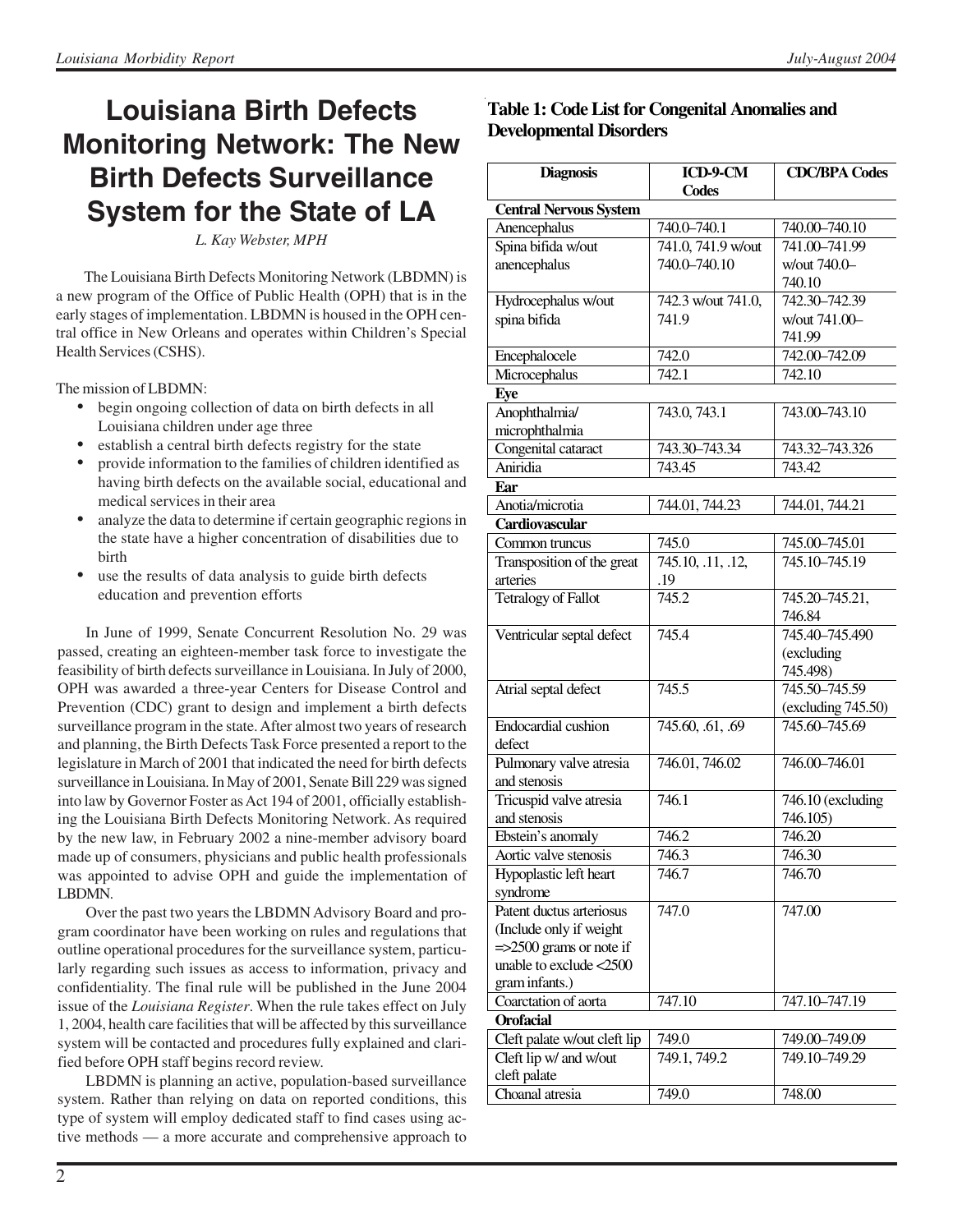# Louisiana Birth Defects Monitoring Network: The New Birth Defects Surveillance System for the State of LA

*L. Kay Webster, MPH*

The Louisiana Birth Defects Monitoring Network (LBDMN) is a new program of the Office of Public Health (OPH) that is in the early stages of implementation. LBDMN is housed in the OPH central office in New Orleans and operates within Children's Special Health Services (CSHS).

The mission of LBDMN:

- begin ongoing collection of data on birth defects in all Louisiana children under age three
- establish a central birth defects registry for the state
- provide information to the families of children identified as having birth defects on the available social, educational and medical services in their area
- analyze the data to determine if certain geographic regions in the state have a higher concentration of disabilities due to birth
- use the results of data analysis to guide birth defects education and prevention efforts

In June of 1999, Senate Concurrent Resolution No. 29 was passed, creating an eighteen-member task force to investigate the feasibility of birth defects surveillance in Louisiana. In July of 2000, OPH was awarded a three-year Centers for Disease Control and Prevention (CDC) grant to design and implement a birth defects surveillance program in the state. After almost two years of research and planning, the Birth Defects Task Force presented a report to the legislature in March of 2001 that indicated the need for birth defects surveillance in Louisiana. In May of 2001, Senate Bill 229 was signed into law by Governor Foster as Act 194 of 2001, officially establishing the Louisiana Birth Defects Monitoring Network. As required by the new law, in February 2002 a nine-member advisory board made up of consumers, physicians and public health professionals was appointed to advise OPH and guide the implementation of LBDMN.

Over the past two years the LBDMN Advisory Board and program coordinator have been working on rules and regulations that outline operational procedures for the surveillance system, particularly regarding such issues as access to information, privacy and confidentiality. The final rule will be published in the June 2004 issue of the *Louisiana Register*. When the rule takes effect on July 1, 2004, health care facilities that will be affected by this surveillance system will be contacted and procedures fully explained and clarified before OPH staff begins record review.

LBDMN is planning an active, population-based surveillance system. Rather than relying on data on reported conditions, this type of system will employ dedicated staff to find cases using active methods — a more accurate and comprehensive approach to

**Table 1: Code List for Congenital Anomalies and Developmental Disorders**

| Diagnosis | ICD-9-CM Codes | CDC/BPA Codes |
|---|---|---|
| **Central Nervous System** | | |
| Anencephalus | 740.0–740.1 | 740.00–740.10 |
| Spina bifida w/out anencephalus | 741.0, 741.9 w/out 740.0–740.10 | 741.00–741.99 w/out 740.0–740.10 |
| Hydrocephalus w/out spina bifida | 742.3 w/out 741.0, 741.9 | 742.30–742.39 w/out 741.00–741.99 |
| Encephalocele | 742.0 | 742.00–742.09 |
| Microcephalus | 742.1 | 742.10 |
| **Eye** | | |
| Anophthalmia/ microphthalmia | 743.0, 743.1 | 743.00–743.10 |
| Congenital cataract | 743.30–743.34 | 743.32–743.326 |
| Aniridia | 743.45 | 743.42 |
| **Ear** | | |
| Anotia/microtia | 744.01, 744.23 | 744.01, 744.21 |
| **Cardiovascular** | | |
| Common truncus | 745.0 | 745.00–745.01 |
| Transposition of the great arteries | 745.10, .11, .12, .19 | 745.10–745.19 |
| Tetralogy of Fallot | 745.2 | 745.20–745.21, 746.84 |
| Ventricular septal defect | 745.4 | 745.40–745.490 (excluding 745.498) |
| Atrial septal defect | 745.5 | 745.50–745.59 (excluding 745.50) |
| Endocardial cushion defect | 745.60, .61, .69 | 745.60–745.69 |
| Pulmonary valve atresia and stenosis | 746.01, 746.02 | 746.00–746.01 |
| Tricuspid valve atresia and stenosis | 746.1 | 746.10 (excluding 746.105) |
| Ebstein's anomaly | 746.2 | 746.20 |
| Aortic valve stenosis | 746.3 | 746.30 |
| Hypoplastic left heart syndrome | 746.7 | 746.70 |
| Patent ductus arteriosus (Include only if weight =>2500 grams or note if unable to exclude <2500 gram infants.) | 747.0 | 747.00 |
| Coarctation of aorta | 747.10 | 747.10–747.19 |
| **Orofacial** | | |
| Cleft palate w/out cleft lip | 749.0 | 749.00–749.09 |
| Cleft lip w/ and w/out cleft palate | 749.1, 749.2 | 749.10–749.29 |
| Choanal atresia | 749.0 | 748.00 |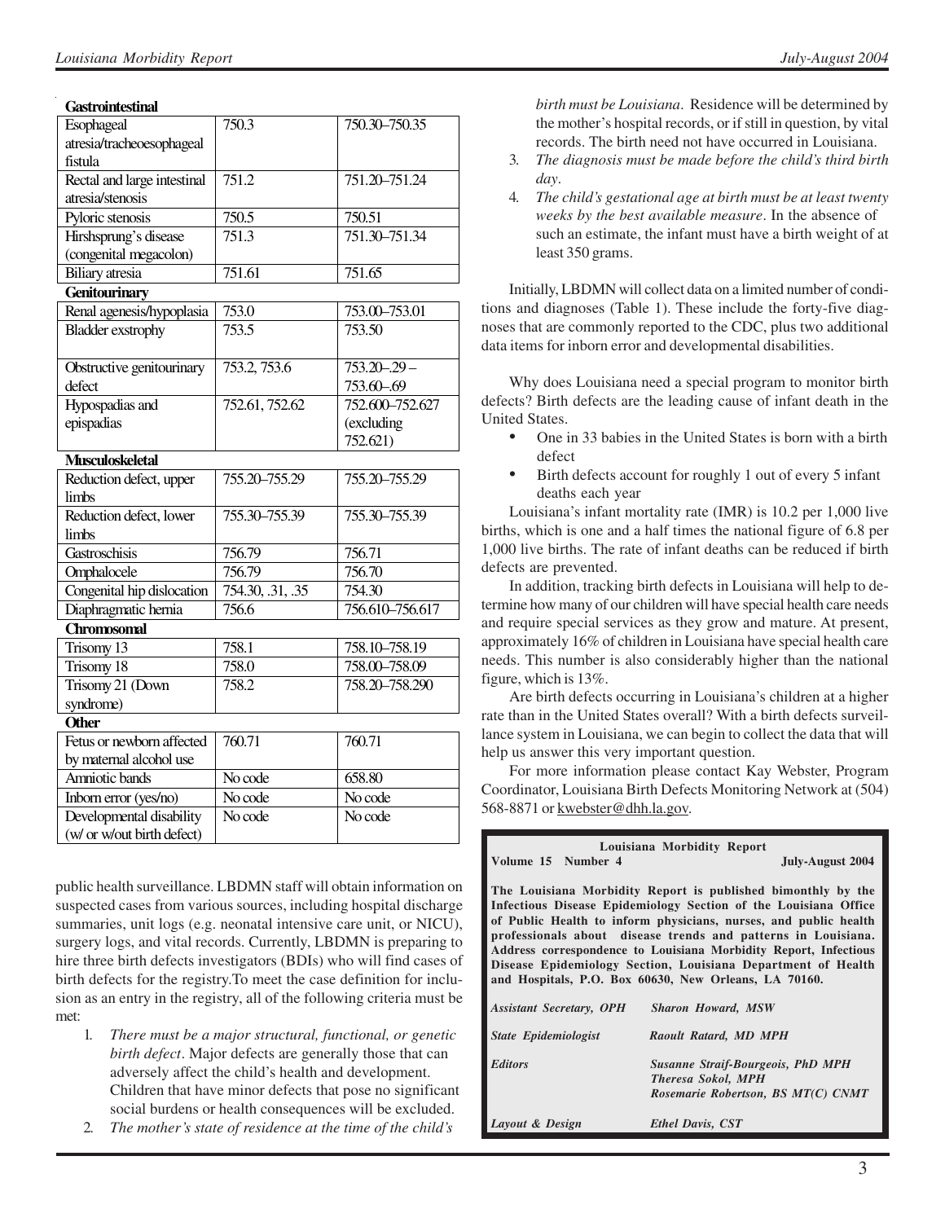| | | |
|---|---|---|
| **Gastrointestinal** | | |
| Esophageal atresia/tracheoesophageal fistula | 750.3 | 750.30–750.35 |
| Rectal and large intestinal atresia/stenosis | 751.2 | 751.20–751.24 |
| Pyloric stenosis | 750.5 | 750.51 |
| Hirshsprung's disease (congenital megacolon) | 751.3 | 751.30–751.34 |
| Biliary atresia | 751.61 | 751.65 |
| **Genitourinary** | | |
| Renal agenesis/hypoplasia | 753.0 | 753.00–753.01 |
| Bladder exstrophy | 753.5 | 753.50 |
| Obstructive genitourinary defect | 753.2, 753.6 | 753.20–.29 – 753.60–.69 |
| Hypospadias and epispadias | 752.61, 752.62 | 752.600–752.627 (excluding 752.621) |
| **Musculoskeletal** | | |
| Reduction defect, upper limbs | 755.20–755.29 | 755.20–755.29 |
| Reduction defect, lower limbs | 755.30–755.39 | 755.30–755.39 |
| Gastroschisis | 756.79 | 756.71 |
| Omphalocele | 756.79 | 756.70 |
| Congenital hip dislocation | 754.30, .31, .35 | 754.30 |
| Diaphragmatic hernia | 756.6 | 756.610–756.617 |
| **Chromosomal** | | |
| Trisomy 13 | 758.1 | 758.10–758.19 |
| Trisomy 18 | 758.0 | 758.00–758.09 |
| Trisomy 21 (Down syndrome) | 758.2 | 758.20–758.290 |
| **Other** | | |
| Fetus or newborn affected by maternal alcohol use | 760.71 | 760.71 |
| Amniotic bands | No code | 658.80 |
| Inborn error (yes/no) | No code | No code |
| Developmental disability (w/ or w/out birth defect) | No code | No code |

public health surveillance. LBDMN staff will obtain information on suspected cases from various sources, including hospital discharge summaries, unit logs (e.g. neonatal intensive care unit, or NICU), surgery logs, and vital records. Currently, LBDMN is preparing to hire three birth defects investigators (BDIs) who will find cases of birth defects for the registry.To meet the case definition for inclusion as an entry in the registry, all of the following criteria must be met:

1. *There must be a major structural, functional, or genetic birth defect*. Major defects are generally those that can adversely affect the child's health and development. Children that have minor defects that pose no significant social burdens or health consequences will be excluded.
2. *The mother's state of residence at the time of the child's birth must be Louisiana*. Residence will be determined by the mother's hospital records, or if still in question, by vital records. The birth need not have occurred in Louisiana.
3. *The diagnosis must be made before the child's third birth day*.
4. *The child's gestational age at birth must be at least twenty weeks by the best available measure*. In the absence of such an estimate, the infant must have a birth weight of at least 350 grams.

Initially, LBDMN will collect data on a limited number of conditions and diagnoses (Table 1). These include the forty-five diagnoses that are commonly reported to the CDC, plus two additional data items for inborn error and developmental disabilities.

Why does Louisiana need a special program to monitor birth defects? Birth defects are the leading cause of infant death in the United States.

- One in 33 babies in the United States is born with a birth defect
- Birth defects account for roughly 1 out of every 5 infant deaths each year

Louisiana's infant mortality rate (IMR) is 10.2 per 1,000 live births, which is one and a half times the national figure of 6.8 per 1,000 live births. The rate of infant deaths can be reduced if birth defects are prevented.

In addition, tracking birth defects in Louisiana will help to determine how many of our children will have special health care needs and require special services as they grow and mature. At present, approximately 16% of children in Louisiana have special health care needs. This number is also considerably higher than the national figure, which is 13%.

Are birth defects occurring in Louisiana's children at a higher rate than in the United States overall? With a birth defects surveillance system in Louisiana, we can begin to collect the data that will help us answer this very important question.

For more information please contact Kay Webster, Program Coordinator, Louisiana Birth Defects Monitoring Network at (504) 568-8871 or kwebster@dhh.la.gov.

---

**Louisiana Morbidity Report**
**Volume 15 Number 4** — **July-August 2004**

**The Louisiana Morbidity Report is published bimonthly by the Infectious Disease Epidemiology Section of the Louisiana Office of Public Health to inform physicians, nurses, and public health professionals about disease trends and patterns in Louisiana. Address correspondence to Louisiana Morbidity Report, Infectious Disease Epidemiology Section, Louisiana Department of Health and Hospitals, P.O. Box 60630, New Orleans, LA 70160.**

| | |
|---|---|
| *Assistant Secretary, OPH* | *Sharon Howard, MSW* |
| *State Epidemiologist* | *Raoult Ratard, MD MPH* |
| *Editors* | *Susanne Straif-Bourgeois, PhD MPH*<br>*Theresa Sokol, MPH*<br>*Rosemarie Robertson, BS MT(C) CNMT* |
| *Layout & Design* | *Ethel Davis, CST* |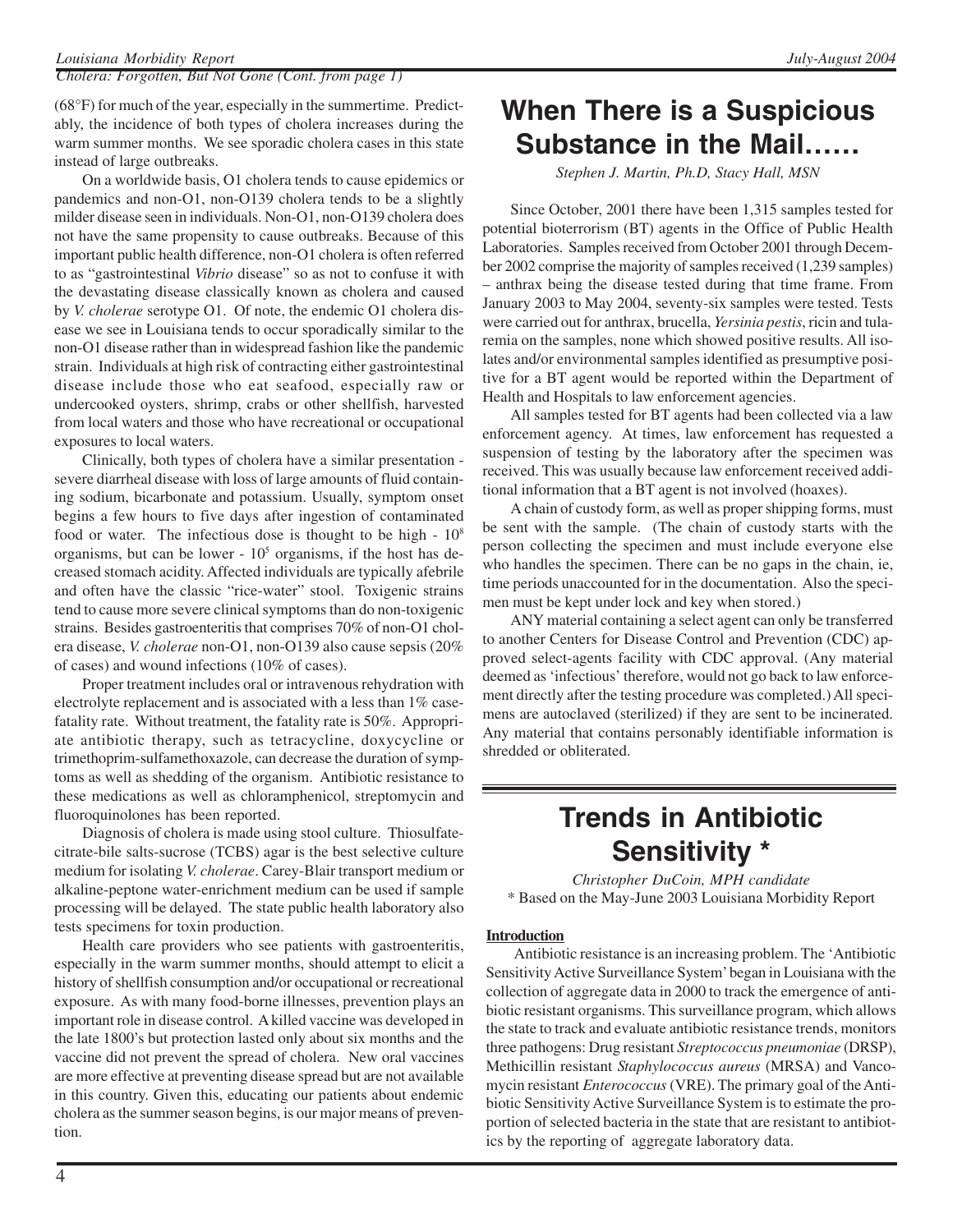(68°F) for much of the year, especially in the summertime. Predictably, the incidence of both types of cholera increases during the warm summer months. We see sporadic cholera cases in this state instead of large outbreaks.

On a worldwide basis, O1 cholera tends to cause epidemics or pandemics and non-O1, non-O139 cholera tends to be a slightly milder disease seen in individuals. Non-O1, non-O139 cholera does not have the same propensity to cause outbreaks. Because of this important public health difference, non-O1 cholera is often referred to as "gastrointestinal *Vibrio* disease" so as not to confuse it with the devastating disease classically known as cholera and caused by *V. cholerae* serotype O1. Of note, the endemic O1 cholera disease we see in Louisiana tends to occur sporadically similar to the non-O1 disease rather than in widespread fashion like the pandemic strain. Individuals at high risk of contracting either gastrointestinal disease include those who eat seafood, especially raw or undercooked oysters, shrimp, crabs or other shellfish, harvested from local waters and those who have recreational or occupational exposures to local waters.

Clinically, both types of cholera have a similar presentation - severe diarrheal disease with loss of large amounts of fluid containing sodium, bicarbonate and potassium. Usually, symptom onset begins a few hours to five days after ingestion of contaminated food or water. The infectious dose is thought to be high - $10^8$ organisms, but can be lower - $10^5$ organisms, if the host has decreased stomach acidity. Affected individuals are typically afebrile and often have the classic "rice-water" stool. Toxigenic strains tend to cause more severe clinical symptoms than do non-toxigenic strains. Besides gastroenteritis that comprises 70% of non-O1 cholera disease, *V. cholerae* non-O1, non-O139 also cause sepsis (20% of cases) and wound infections (10% of cases).

Proper treatment includes oral or intravenous rehydration with electrolyte replacement and is associated with a less than 1% case-fatality rate. Without treatment, the fatality rate is 50%. Appropriate antibiotic therapy, such as tetracycline, doxycycline or trimethoprim-sulfamethoxazole, can decrease the duration of symptoms as well as shedding of the organism. Antibiotic resistance to these medications as well as chloramphenicol, streptomycin and fluoroquinolones has been reported.

Diagnosis of cholera is made using stool culture. Thiosulfate-citrate-bile salts-sucrose (TCBS) agar is the best selective culture medium for isolating *V. cholerae*. Carey-Blair transport medium or alkaline-peptone water-enrichment medium can be used if sample processing will be delayed. The state public health laboratory also tests specimens for toxin production.

Health care providers who see patients with gastroenteritis, especially in the warm summer months, should attempt to elicit a history of shellfish consumption and/or occupational or recreational exposure. As with many food-borne illnesses, prevention plays an important role in disease control. A killed vaccine was developed in the late 1800's but protection lasted only about six months and the vaccine did not prevent the spread of cholera. New oral vaccines are more effective at preventing disease spread but are not available in this country. Given this, educating our patients about endemic cholera as the summer season begins, is our major means of prevention.

# When There is a Suspicious Substance in the Mail……

*Stephen J. Martin, Ph.D, Stacy Hall, MSN*

Since October, 2001 there have been 1,315 samples tested for potential bioterrorism (BT) agents in the Office of Public Health Laboratories. Samples received from October 2001 through December 2002 comprise the majority of samples received (1,239 samples) – anthrax being the disease tested during that time frame. From January 2003 to May 2004, seventy-six samples were tested. Tests were carried out for anthrax, brucella, *Yersinia pestis*, ricin and tularemia on the samples, none which showed positive results. All isolates and/or environmental samples identified as presumptive positive for a BT agent would be reported within the Department of Health and Hospitals to law enforcement agencies.

All samples tested for BT agents had been collected via a law enforcement agency. At times, law enforcement has requested a suspension of testing by the laboratory after the specimen was received. This was usually because law enforcement received additional information that a BT agent is not involved (hoaxes).

A chain of custody form, as well as proper shipping forms, must be sent with the sample. (The chain of custody starts with the person collecting the specimen and must include everyone else who handles the specimen. There can be no gaps in the chain, ie, time periods unaccounted for in the documentation. Also the specimen must be kept under lock and key when stored.)

ANY material containing a select agent can only be transferred to another Centers for Disease Control and Prevention (CDC) approved select-agents facility with CDC approval. (Any material deemed as 'infectious' therefore, would not go back to law enforcement directly after the testing procedure was completed.) All specimens are autoclaved (sterilized) if they are sent to be incinerated. Any material that contains personably identifiable information is shredded or obliterated.

# Trends in Antibiotic Sensitivity *

*Christopher DuCoin, MPH candidate*
\* Based on the May-June 2003 Louisiana Morbidity Report

**Introduction**

Antibiotic resistance is an increasing problem. The 'Antibiotic Sensitivity Active Surveillance System' began in Louisiana with the collection of aggregate data in 2000 to track the emergence of antibiotic resistant organisms. This surveillance program, which allows the state to track and evaluate antibiotic resistance trends, monitors three pathogens: Drug resistant *Streptococcus pneumoniae* (DRSP), Methicillin resistant *Staphylococcus aureus* (MRSA) and Vancomycin resistant *Enterococcus* (VRE). The primary goal of the Antibiotic Sensitivity Active Surveillance System is to estimate the proportion of selected bacteria in the state that are resistant to antibiotics by the reporting of aggregate laboratory data.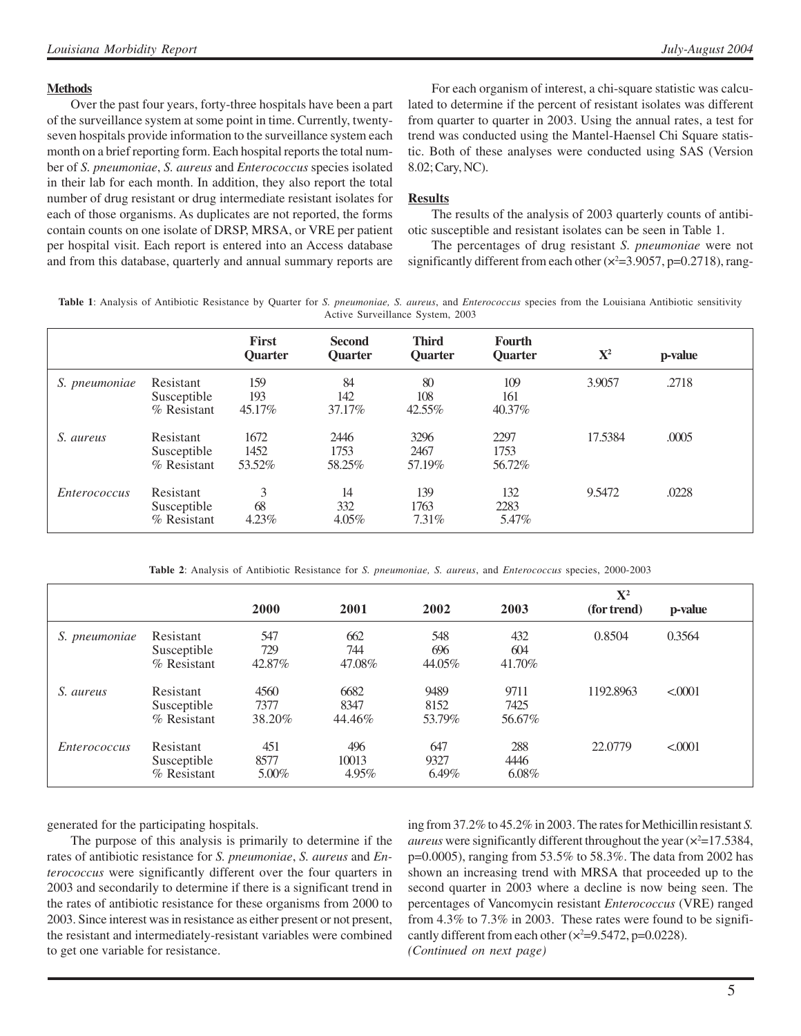## Methods

Over the past four years, forty-three hospitals have been a part of the surveillance system at some point in time. Currently, twenty-seven hospitals provide information to the surveillance system each month on a brief reporting form. Each hospital reports the total number of *S. pneumoniae*, *S. aureus* and *Enterococcus* species isolated in their lab for each month. In addition, they also report the total number of drug resistant or drug intermediate resistant isolates for each of those organisms. As duplicates are not reported, the forms contain counts on one isolate of DRSP, MRSA, or VRE per patient per hospital visit. Each report is entered into an Access database and from this database, quarterly and annual summary reports are generated for the participating hospitals.

The purpose of this analysis is primarily to determine if the rates of antibiotic resistance for *S. pneumoniae*, *S. aureus* and *Enterococcus* were significantly different over the four quarters in 2003 and secondarily to determine if there is a significant trend in the rates of antibiotic resistance for these organisms from 2000 to 2003. Since interest was in resistance as either present or not present, the resistant and intermediately-resistant variables were combined to get one variable for resistance.

For each organism of interest, a chi-square statistic was calculated to determine if the percent of resistant isolates was different from quarter to quarter in 2003. Using the annual rates, a test for trend was conducted using the Mantel-Haensel Chi Square statistic. Both of these analyses were conducted using SAS (Version 8.02; Cary, NC).

## Results

The results of the analysis of 2003 quarterly counts of antibiotic susceptible and resistant isolates can be seen in Table 1.

**Table 1**: Analysis of Antibiotic Resistance by Quarter for *S. pneumoniae, S. aureus*, and *Enterococcus* species from the Louisiana Antibiotic sensitivity Active Surveillance System, 2003

| | | First Quarter | Second Quarter | Third Quarter | Fourth Quarter | $X^2$ | p-value |
|---|---|---|---|---|---|---|---|
| *S. pneumoniae* | Resistant | 159 | 84 | 80 | 109 | 3.9057 | .2718 |
| | Susceptible | 193 | 142 | 108 | 161 | | |
| | % Resistant | 45.17% | 37.17% | 42.55% | 40.37% | | |
| *S. aureus* | Resistant | 1672 | 2446 | 3296 | 2297 | 17.5384 | .0005 |
| | Susceptible | 1452 | 1753 | 2467 | 1753 | | |
| | % Resistant | 53.52% | 58.25% | 57.19% | 56.72% | | |
| *Enterococcus* | Resistant | 3 | 14 | 139 | 132 | 9.5472 | .0228 |
| | Susceptible | 68 | 332 | 1763 | 2283 | | |
| | % Resistant | 4.23% | 4.05% | 7.31% | 5.47% | | |

**Table 2**: Analysis of Antibiotic Resistance for *S. pneumoniae, S. aureus*, and *Enterococcus* species, 2000-2003

| | | 2000 | 2001 | 2002 | 2003 | $X^2$ (for trend) | p-value |
|---|---|---|---|---|---|---|---|
| *S. pneumoniae* | Resistant | 547 | 662 | 548 | 432 | 0.8504 | 0.3564 |
| | Susceptible | 729 | 744 | 696 | 604 | | |
| | % Resistant | 42.87% | 47.08% | 44.05% | 41.70% | | |
| *S. aureus* | Resistant | 4560 | 6682 | 9489 | 9711 | 1192.8963 | <.0001 |
| | Susceptible | 7377 | 8347 | 8152 | 7425 | | |
| | % Resistant | 38.20% | 44.46% | 53.79% | 56.67% | | |
| *Enterococcus* | Resistant | 451 | 496 | 647 | 288 | 22.0779 | <.0001 |
| | Susceptible | 8577 | 10013 | 9327 | 4446 | | |
| | % Resistant | 5.00% | 4.95% | 6.49% | 6.08% | | |

The percentages of drug resistant *S. pneumoniae* were not significantly different from each other ($\chi^2$=3.9057, p=0.2718), ranging from 37.2% to 45.2% in 2003. The rates for Methicillin resistant *S. aureus* were significantly different throughout the year ($\chi^2$=17.5384, p=0.0005), ranging from 53.5% to 58.3%. The data from 2002 has shown an increasing trend with MRSA that proceeded up to the second quarter in 2003 where a decline is now being seen. The percentages of Vancomycin resistant *Enterococcus* (VRE) ranged from 4.3% to 7.3% in 2003. These rates were found to be significantly different from each other ($\chi^2$=9.5472, p=0.0228).

*(Continued on next page)*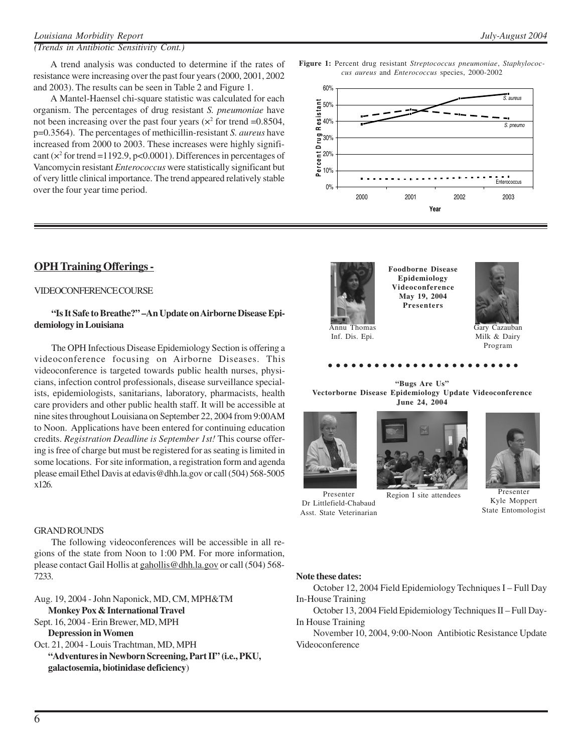*(Trends in Antibiotic Sensitivity Cont.)*

A trend analysis was conducted to determine if the rates of resistance were increasing over the past four years (2000, 2001, 2002 and 2003). The results can be seen in Table 2 and Figure 1.

A Mantel-Haensel chi-square statistic was calculated for each organism. The percentages of drug resistant *S. pneumoniae* have not been increasing over the past four years ($x^2$ for trend =0.8504, p=0.3564). The percentages of methicillin-resistant *S. aureus* have increased from 2000 to 2003. These increases were highly significant ($x^2$ for trend =1192.9, p<0.0001). Differences in percentages of Vancomycin resistant *Enterococcus* were statistically significant but of very little clinical importance. The trend appeared relatively stable over the four year time period.

**Figure 1:** Percent drug resistant *Streptococcus pneumoniae*, *Staphylococcus aureus* and *Enterococcus* species, 2000-2002

## OPH Training Offerings -

VIDEOCONFERENCE COURSE

**"Is It Safe to Breathe?" –An Update on Airborne Disease Epidemiology in Louisiana**

The OPH Infectious Disease Epidemiology Section is offering a videoconference focusing on Airborne Diseases. This videoconference is targeted towards public health nurses, physicians, infection control professionals, disease surveillance specialists, epidemiologists, sanitarians, laboratory, pharmacists, health care providers and other public health staff. It will be accessible at nine sites throughout Louisiana on September 22, 2004 from 9:00AM to Noon. Applications have been entered for continuing education credits. *Registration Deadline is September 1st!* This course offering is free of charge but must be registered for as seating is limited in some locations. For site information, a registration form and agenda please email Ethel Davis at edavis@dhh.la.gov or call (504) 568-5005 x126.

GRAND ROUNDS

The following videoconferences will be accessible in all regions of the state from Noon to 1:00 PM. For more information, please contact Gail Hollis at gahollis@dhh.la.gov or call (504) 568-7233.

Aug. 19, 2004 - John Naponick, MD, CM, MPH&TM
**Monkey Pox & International Travel**
Sept. 16, 2004 - Erin Brewer, MD, MPH
**Depression in Women**
Oct. 21, 2004 - Louis Trachtman, MD, MPH
**"Adventures in Newborn Screening, Part II" (i.e., PKU, galactosemia, biotinidase deficiency)**

**Foodborne Disease Epidemiology Videoconference May 19, 2004 Presenters**

Annu Thomas
Inf. Dis. Epi.

Gary Cazauban
Milk & Dairy Program

**"Bugs Are Us"**
**Vectorborne Disease Epidemiology Update Videoconference**
**June 24, 2004**

Presenter
Dr Littlefield-Chabaud
Asst. State Veterinarian

Region I site attendees

Presenter
Kyle Moppert
State Entomologist

**Note these dates:**

October 12, 2004 Field Epidemiology Techniques I – Full Day In-House Training

October 13, 2004 Field Epidemiology Techniques II – Full Day-In House Training

November 10, 2004, 9:00-Noon Antibiotic Resistance Update Videoconference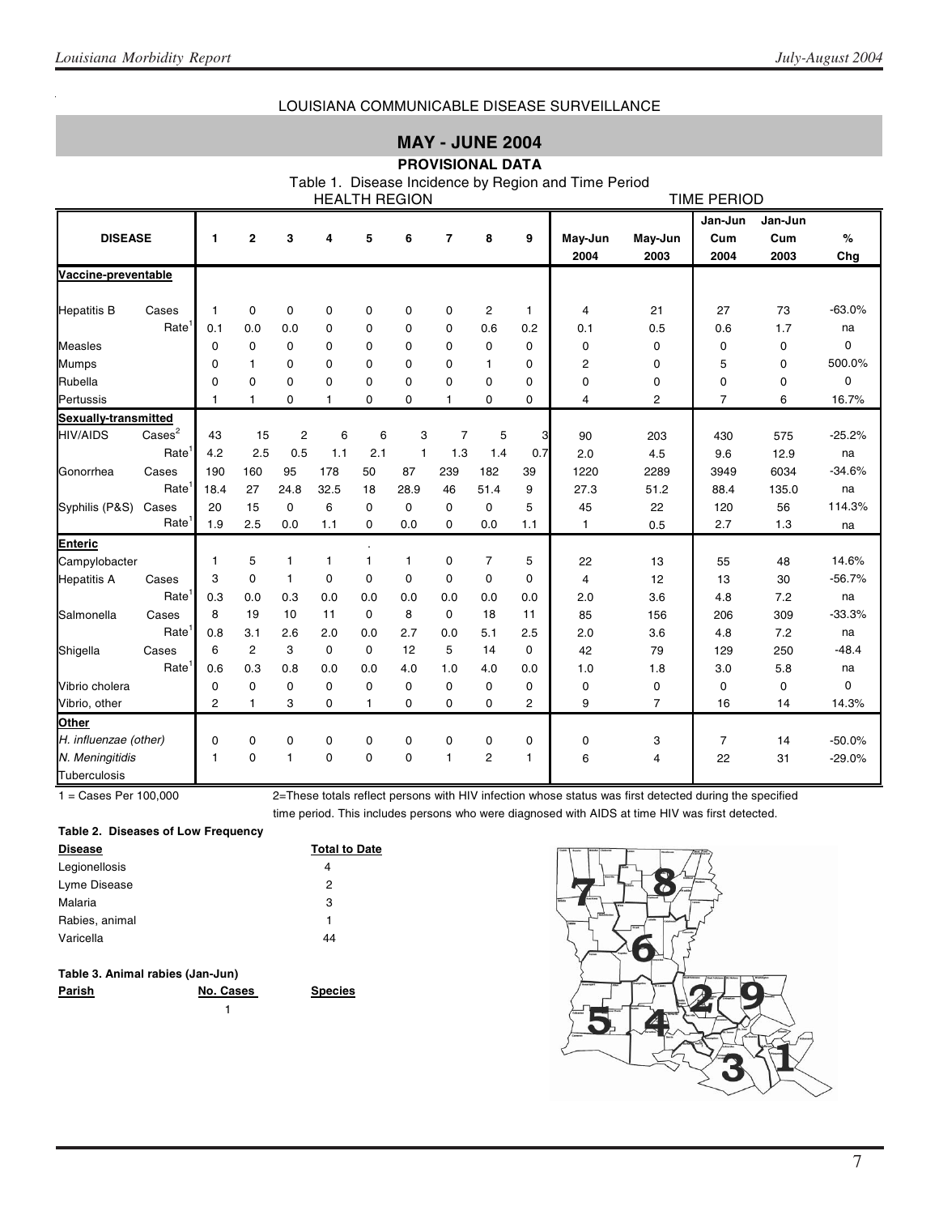LOUISIANA COMMUNICABLE DISEASE SURVEILLANCE

## MAY - JUNE 2004

**PROVISIONAL DATA**

Table 1. Disease Incidence by Region and Time Period

| DISEASE | | HEALTH REGION 1 | 2 | 3 | 4 | 5 | 6 | 7 | 8 | 9 | TIME PERIOD May-Jun 2004 | May-Jun 2003 | Jan-Jun Cum 2004 | Jan-Jun Cum 2003 | % Chg |
|---|---|---|---|---|---|---|---|---|---|---|---|---|---|---|---|
| **Vaccine-preventable** | | | | | | | | | | | | | | | |
| Hepatitis B | Cases | 1 | 0 | 0 | 0 | 0 | 0 | 0 | 2 | 1 | 4 | 21 | 27 | 73 | -63.0% |
| | Rate[1] | 0.1 | 0.0 | 0.0 | 0 | 0 | 0 | 0 | 0.6 | 0.2 | 0.1 | 0.5 | 0.6 | 1.7 | na |
| Measles | | 0 | 0 | 0 | 0 | 0 | 0 | 0 | 0 | 0 | 0 | 0 | 0 | 0 | 0 |
| Mumps | | 0 | 1 | 0 | 0 | 0 | 0 | 0 | 1 | 0 | 2 | 0 | 5 | 0 | 500.0% |
| Rubella | | 0 | 0 | 0 | 0 | 0 | 0 | 0 | 0 | 0 | 0 | 0 | 0 | 0 | 0 |
| Pertussis | | 1 | 1 | 0 | 1 | 0 | 0 | 1 | 0 | 0 | 4 | 2 | 7 | 6 | 16.7% |
| **Sexually-transmitted** | | | | | | | | | | | | | | | |
| HIV/AIDS | Cases[2] | 43 | 15 | 2 | 6 | 6 | 3 | 7 | 5 | 3 | 90 | 203 | 430 | 575 | -25.2% |
| | Rate[1] | 4.2 | 2.5 | 0.5 | 1.1 | 2.1 | 1 | 1.3 | 1.4 | 0.7 | 2.0 | 4.5 | 9.6 | 12.9 | na |
| Gonorrhea | Cases | 190 | 160 | 95 | 178 | 50 | 87 | 239 | 182 | 39 | 1220 | 2289 | 3949 | 6034 | -34.6% |
| | Rate[1] | 18.4 | 27 | 24.8 | 32.5 | 18 | 28.9 | 46 | 51.4 | 9 | 27.3 | 51.2 | 88.4 | 135.0 | na |
| Syphilis (P&S) | Cases | 20 | 15 | 0 | 6 | 0 | 0 | 0 | 0 | 5 | 45 | 22 | 120 | 56 | 114.3% |
| | Rate[1] | 1.9 | 2.5 | 0.0 | 1.1 | 0 | 0.0 | 0 | 0.0 | 1.1 | 1 | 0.5 | 2.7 | 1.3 | na |
| **Enteric** | | | | | | | | | | | | | | | |
| Campylobacter | | 1 | 5 | 1 | 1 | 1 | 1 | 0 | 7 | 5 | 22 | 13 | 55 | 48 | 14.6% |
| Hepatitis A | Cases | 3 | 0 | 1 | 0 | 0 | 0 | 0 | 0 | 0 | 4 | 12 | 13 | 30 | -56.7% |
| | Rate[1] | 0.3 | 0.0 | 0.3 | 0.0 | 0.0 | 0.0 | 0.0 | 0.0 | 0.0 | 2.0 | 3.6 | 4.8 | 7.2 | na |
| Salmonella | Cases | 8 | 19 | 10 | 11 | 0 | 8 | 0 | 18 | 11 | 85 | 156 | 206 | 309 | -33.3% |
| | Rate[1] | 0.8 | 3.1 | 2.6 | 2.0 | 0.0 | 2.7 | 0.0 | 5.1 | 2.5 | 2.0 | 3.6 | 4.8 | 7.2 | na |
| Shigella | Cases | 6 | 2 | 3 | 0 | 0 | 12 | 5 | 14 | 0 | 42 | 79 | 129 | 250 | -48.4 |
| | Rate[1] | 0.6 | 0.3 | 0.8 | 0.0 | 0.0 | 4.0 | 1.0 | 4.0 | 0.0 | 1.0 | 1.8 | 3.0 | 5.8 | na |
| Vibrio cholera | | 0 | 0 | 0 | 0 | 0 | 0 | 0 | 0 | 0 | 0 | 0 | 0 | 0 | 0 |
| Vibrio, other | | 2 | 1 | 3 | 0 | 1 | 0 | 0 | 0 | 2 | 9 | 7 | 16 | 14 | 14.3% |
| **Other** | | | | | | | | | | | | | | | |
| *H. influenzae (other)* | | 0 | 0 | 0 | 0 | 0 | 0 | 0 | 0 | 0 | 0 | 3 | 7 | 14 | -50.0% |
| *N. Meningitidis* | | 1 | 0 | 1 | 0 | 0 | 0 | 1 | 2 | 1 | 6 | 4 | 22 | 31 | -29.0% |
| Tuberculosis | | | | | | | | | | | | | | | |

1 = Cases Per 100,000

2=These totals reflect persons with HIV infection whose status was first detected during the specified time period. This includes persons who were diagnosed with AIDS at time HIV was first detected.

**Table 2. Diseases of Low Frequency**

| Disease | Total to Date |
|---|---|
| Legionellosis | 4 |
| Lyme Disease | 2 |
| Malaria | 3 |
| Rabies, animal | 1 |
| Varicella | 44 |

**Table 3. Animal rabies (Jan-Jun)**

| Parish | No. Cases | Species |
|---|---|---|
| | 1 | |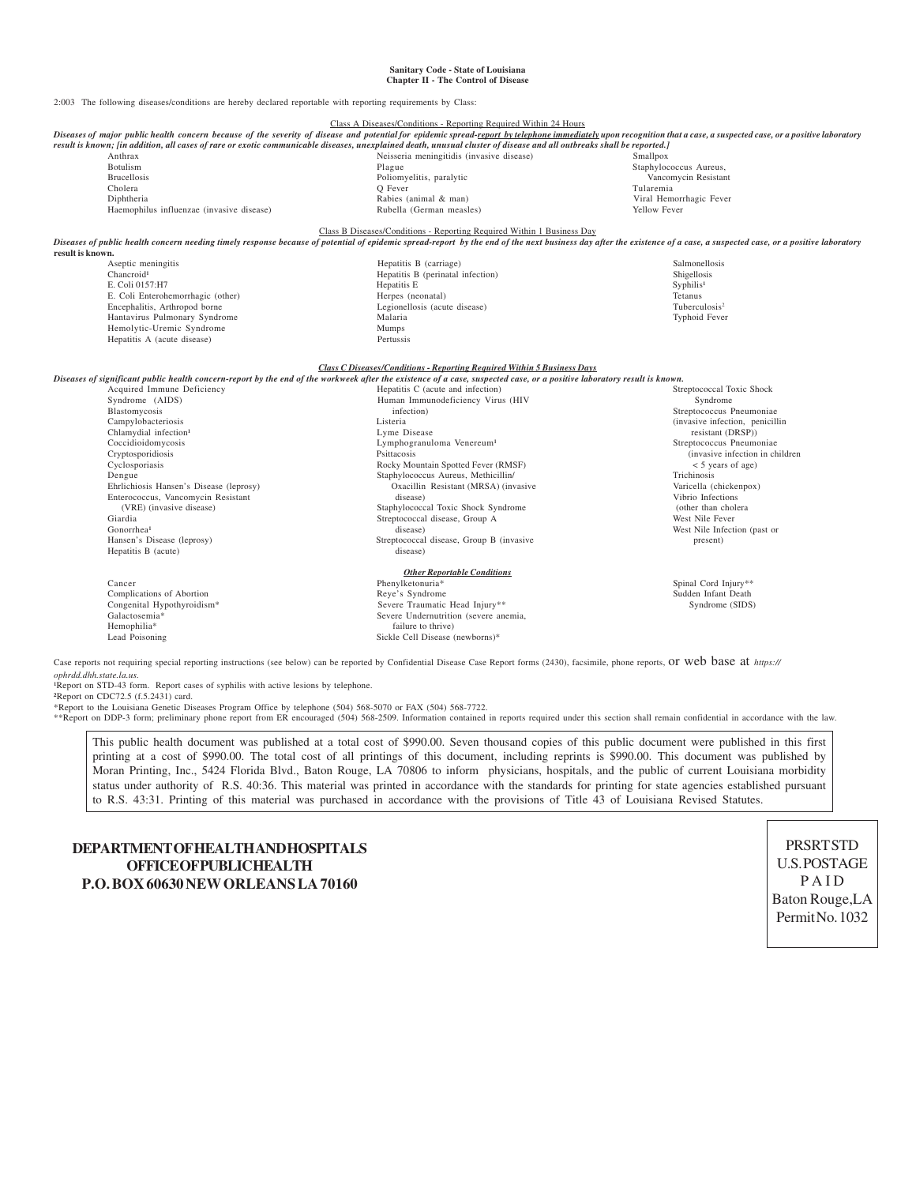**Sanitary Code - State of Louisiana**
**Chapter II - The Control of Disease**

2:003 The following diseases/conditions are hereby declared reportable with reporting requirements by Class:

## Class A Diseases/Conditions - Reporting Required Within 24 Hours

***Diseases of major public health concern because of the severity of disease and potential for epidemic spread-report by telephone immediately upon recognition that a case, a suspected case, or a positive laboratory result is known; [in addition, all cases of rare or exotic communicable diseases, unexplained death, unusual cluster of disease and all outbreaks shall be reported.]***

- Anthrax
- Botulism
- Brucellosis
- Cholera
- Diphtheria
- Haemophilus influenzae (invasive disease)
- Neisseria meningitidis (invasive disease)
- Plague
- Poliomyelitis, paralytic
- Q Fever
- Rabies (animal & man)
- Rubella (German measles)
- Smallpox
- Staphylococcus Aureus, Vancomycin Resistant
- Tularemia
- Viral Hemorrhagic Fever
- Yellow Fever

## Class B Diseases/Conditions - Reporting Required Within 1 Business Day

***Diseases of public health concern needing timely response because of potential of epidemic spread-report by the end of the next business day after the existence of a case, a suspected case, or a positive laboratory result is known.***

- Aseptic meningitis
- Chancroid[1]
- E. Coli 0157:H7
- E. Coli Enterohemorrhagic (other)
- Encephalitis, Arthropod borne
- Hantavirus Pulmonary Syndrome
- Hemolytic-Uremic Syndrome
- Hepatitis A (acute disease)
- Hepatitis B (carriage)
- Hepatitis B (perinatal infection)
- Hepatitis E
- Herpes (neonatal)
- Legionellosis (acute disease)
- Malaria
- Mumps
- Pertussis
- Salmonellosis
- Shigellosis
- Syphilis[1]
- Tetanus
- Tuberculosis[2]
- Typhoid Fever

## Class C Diseases/Conditions - Reporting Required Within 5 Business Days

***Diseases of significant public health concern-report by the end of the workweek after the existence of a case, suspected case, or a positive laboratory result is known.***

- Acquired Immune Deficiency Syndrome (AIDS)
- Blastomycosis
- Campylobacteriosis
- Chlamydial infection[1]
- Coccidioidomycosis
- Cryptosporidiosis
- Cyclosporiasis
- Dengue
- Ehrlichiosis Hansen's Disease (leprosy)
- Enterococcus, Vancomycin Resistant (VRE) (invasive disease)
- Giardia
- Gonorrhea[1]
- Hansen's Disease (leprosy)
- Hepatitis B (acute)
- Hepatitis C (acute and infection)
- Human Immunodeficiency Virus (HIV infection)
- Listeria
- Lyme Disease
- Lymphogranuloma Venereum[1]
- Psittacosis
- Rocky Mountain Spotted Fever (RMSF)
- Staphylococcus Aureus, Methicillin/Oxacillin Resistant (MRSA) (invasive disease)
- Staphylococcal Toxic Shock Syndrome
- Streptococcal disease, Group A disease)
- Streptococcal disease, Group B (invasive disease)
- Streptococcal Toxic Shock Syndrome
- Streptococcus Pneumoniae (invasive infection, penicillin resistant (DRSP))
- Streptococcus Pneumoniae (invasive infection in children < 5 years of age)
- Trichinosis
- Varicella (chickenpox)
- Vibrio Infections (other than cholera
- West Nile Fever
- West Nile Infection (past or present)

### *Other Reportable Conditions*

- Cancer
- Complications of Abortion
- Congenital Hypothyroidism*
- Galactosemia*
- Hemophilia*
- Lead Poisoning
- Phenylketonuria*
- Reye's Syndrome
- Severe Traumatic Head Injury**
- Severe Undernutrition (severe anemia, failure to thrive)
- Sickle Cell Disease (newborns)*
- Spinal Cord Injury**
- Sudden Infant Death Syndrome (SIDS)

Case reports not requiring special reporting instructions (see below) can be reported by Confidential Disease Case Report forms (2430), facsimile, phone reports, or web base at *https://ophrdd.dhh.state.la.us.*

[1]Report on STD-43 form. Report cases of syphilis with active lesions by telephone.

[2]Report on CDC72.5 (f.5.2431) card.

*Report to the Louisiana Genetic Diseases Program Office by telephone (504) 568-5070 or FAX (504) 568-7722.

**Report on DDP-3 form; preliminary phone report from ER encouraged (504) 568-2509. Information contained in reports required under this section shall remain confidential in accordance with the law.

This public health document was published at a total cost of $990.00. Seven thousand copies of this public document were published in this first printing at a cost of $990.00. The total cost of all printings of this document, including reprints is $990.00. This document was published by Moran Printing, Inc., 5424 Florida Blvd., Baton Rouge, LA 70806 to inform physicians, hospitals, and the public of current Louisiana morbidity status under authority of R.S. 40:36. This material was printed in accordance with the standards for printing for state agencies established pursuant to R.S. 43:31. Printing of this material was purchased in accordance with the provisions of Title 43 of Louisiana Revised Statutes.

**DEPARTMENT OF HEALTH AND HOSPITALS**
**OFFICE OF PUBLIC HEALTH**
**P.O. BOX 60630 NEW ORLEANS LA 70160**

PRSRT STD
U.S. POSTAGE
PAID
Baton Rouge, LA
Permit No. 1032